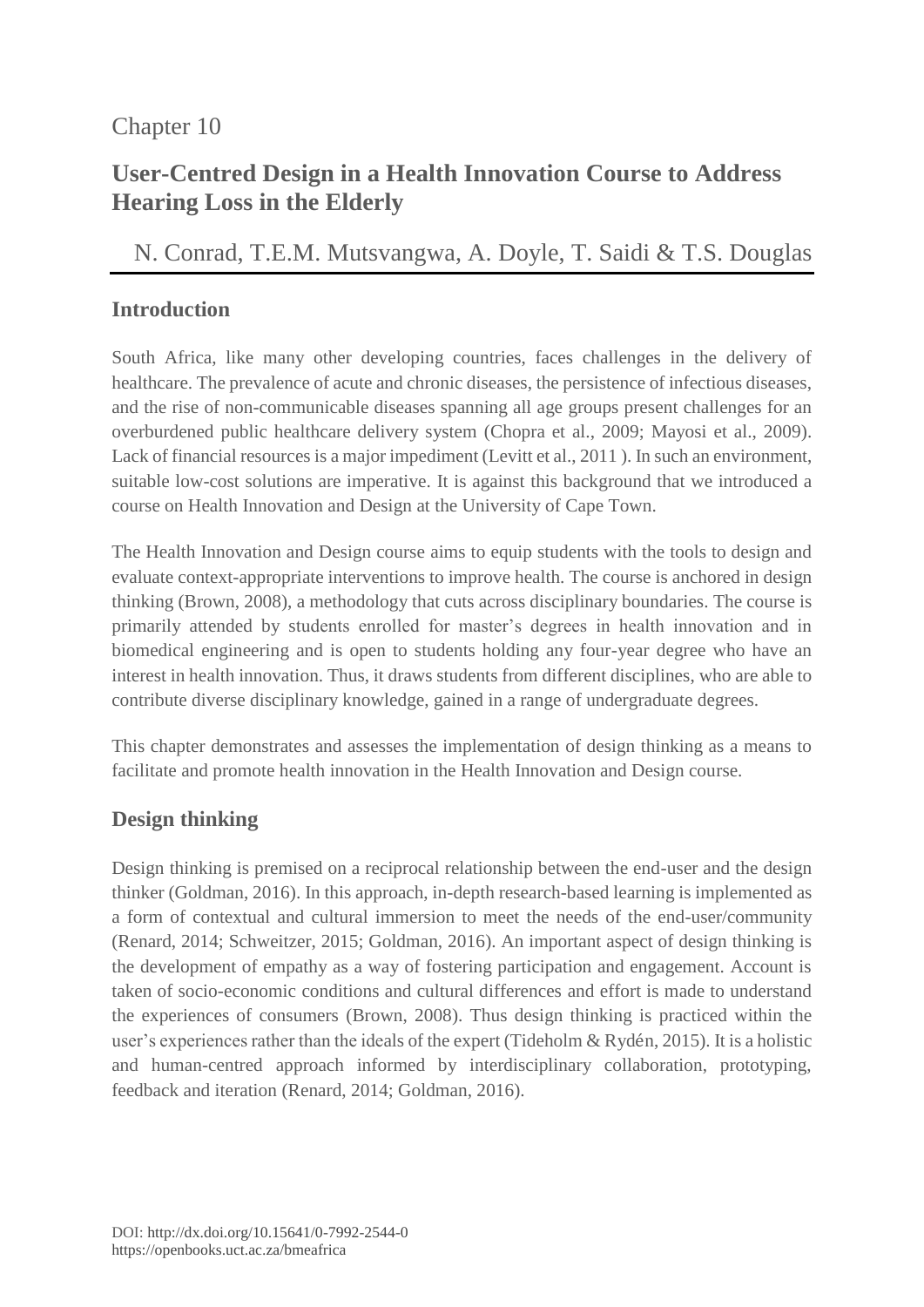Chapter 10

# User-Centred Design in a Health Innovation Course to Address Hearing Loss in the Elderly

N. Conrad, T.E.M. Mutsvangwa, A. Doyle, T. Saidi & T.S. Douglas

## Introduction

South Africa, like many other developing countries, faces challenges in the delivery of healthcare. The prevalence of acute and chronic diseases, the persistence of infectious diseases, and the rise of non-communicable diseases spanning all age groups present challenges for an overburdened public healthcare delivery system (Chopra et al., 2009; Mayosi et al., 2009). Lack of financial resources is a major impediment (Levitt et al., 2011 ). In such an environment, suitable low-cost solutions are imperative. It is against this background that we introduced a course on Health Innovation and Design at the University of Cape Town.

The Health Innovation and Design course aims to equip students with the tools to design and evaluate context-appropriate interventions to improve health. The course is anchored in design thinking (Brown, 2008), a methodology that cuts across disciplinary boundaries. The course is primarily attended by students enrolled for master's degrees in health innovation and in biomedical engineering and is open to students holding any four-year degree who have an interest in health innovation. Thus, it draws students from different disciplines, who are able to contribute diverse disciplinary knowledge, gained in a range of undergraduate degrees.

This chapter demonstrates and assesses the implementation of design thinking as a means to facilitate and promote health innovation in the Health Innovation and Design course.

## Design thinking

Design thinking is premised on a reciprocal relationship between the end-user and the design thinker (Goldman, 2016). In this approach, in-depth research-based learning is implemented as a form of contextual and cultural immersion to meet the needs of the end-user/community (Renard, 2014; Schweitzer, 2015; Goldman, 2016). An important aspect of design thinking is the development of empathy as a way of fostering participation and engagement. Account is taken of socio-economic conditions and cultural differences and effort is made to understand the experiences of consumers (Brown, 2008). Thus design thinking is practiced within the user's experiences rather than the ideals of the expert (Tideholm & Rydén, 2015). It is a holistic and human-centred approach informed by interdisciplinary collaboration, prototyping, feedback and iteration (Renard, 2014; Goldman, 2016).

DOI: http://dx.doi.org/10.15641/0-7992-2544-0
https://openbooks.uct.ac.za/bmeafrica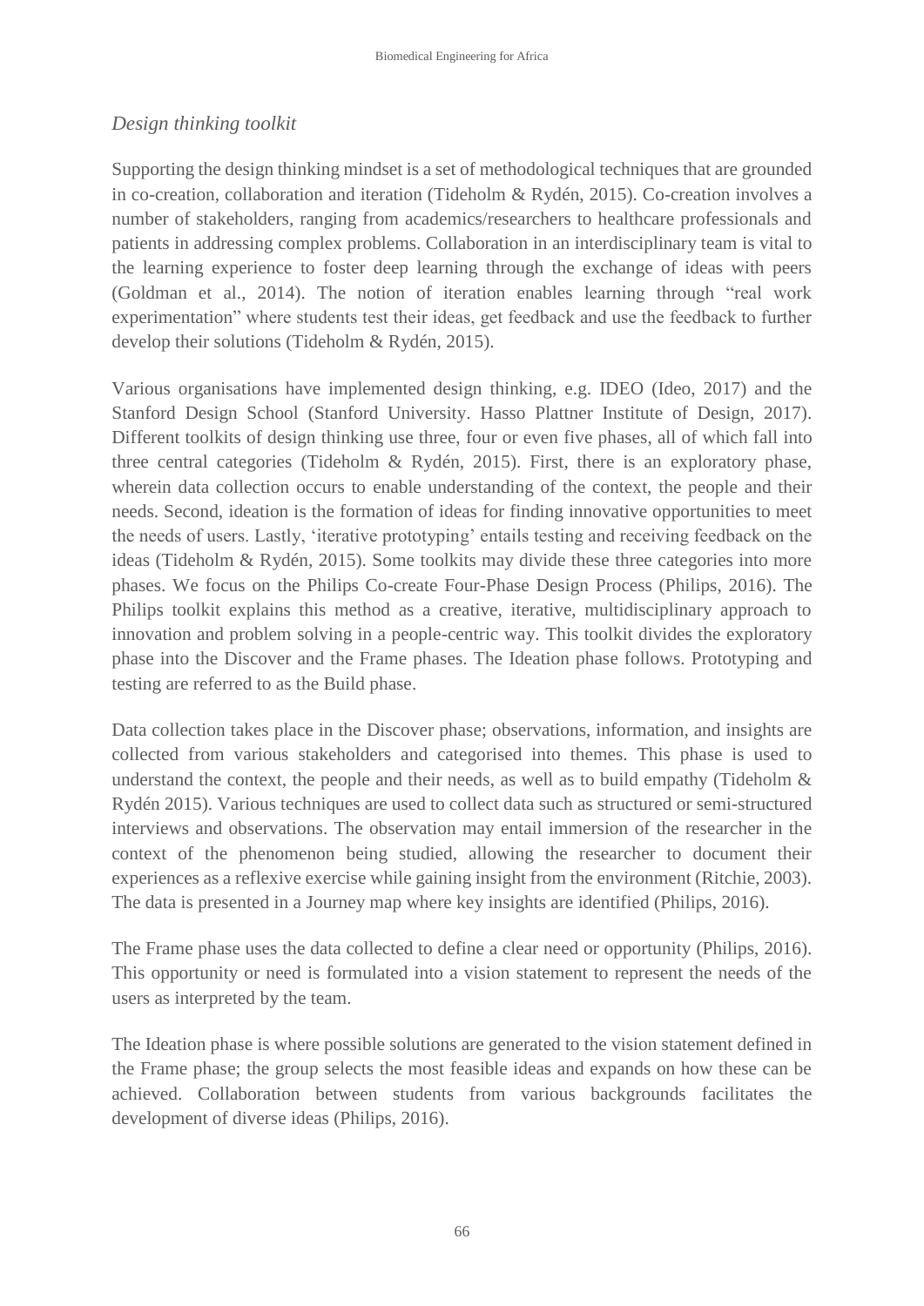### *Design thinking toolkit*

Supporting the design thinking mindset is a set of methodological techniques that are grounded in co-creation, collaboration and iteration (Tideholm & Rydén, 2015). Co-creation involves a number of stakeholders, ranging from academics/researchers to healthcare professionals and patients in addressing complex problems. Collaboration in an interdisciplinary team is vital to the learning experience to foster deep learning through the exchange of ideas with peers (Goldman et al., 2014). The notion of iteration enables learning through "real work experimentation" where students test their ideas, get feedback and use the feedback to further develop their solutions (Tideholm & Rydén, 2015).

Various organisations have implemented design thinking, e.g. IDEO (Ideo, 2017) and the Stanford Design School (Stanford University. Hasso Plattner Institute of Design, 2017). Different toolkits of design thinking use three, four or even five phases, all of which fall into three central categories (Tideholm & Rydén, 2015). First, there is an exploratory phase, wherein data collection occurs to enable understanding of the context, the people and their needs. Second, ideation is the formation of ideas for finding innovative opportunities to meet the needs of users. Lastly, 'iterative prototyping' entails testing and receiving feedback on the ideas (Tideholm & Rydén, 2015). Some toolkits may divide these three categories into more phases. We focus on the Philips Co-create Four-Phase Design Process (Philips, 2016). The Philips toolkit explains this method as a creative, iterative, multidisciplinary approach to innovation and problem solving in a people-centric way. This toolkit divides the exploratory phase into the Discover and the Frame phases. The Ideation phase follows. Prototyping and testing are referred to as the Build phase.

Data collection takes place in the Discover phase; observations, information, and insights are collected from various stakeholders and categorised into themes. This phase is used to understand the context, the people and their needs, as well as to build empathy (Tideholm & Rydén 2015). Various techniques are used to collect data such as structured or semi-structured interviews and observations. The observation may entail immersion of the researcher in the context of the phenomenon being studied, allowing the researcher to document their experiences as a reflexive exercise while gaining insight from the environment (Ritchie, 2003). The data is presented in a Journey map where key insights are identified (Philips, 2016).

The Frame phase uses the data collected to define a clear need or opportunity (Philips, 2016). This opportunity or need is formulated into a vision statement to represent the needs of the users as interpreted by the team.

The Ideation phase is where possible solutions are generated to the vision statement defined in the Frame phase; the group selects the most feasible ideas and expands on how these can be achieved. Collaboration between students from various backgrounds facilitates the development of diverse ideas (Philips, 2016).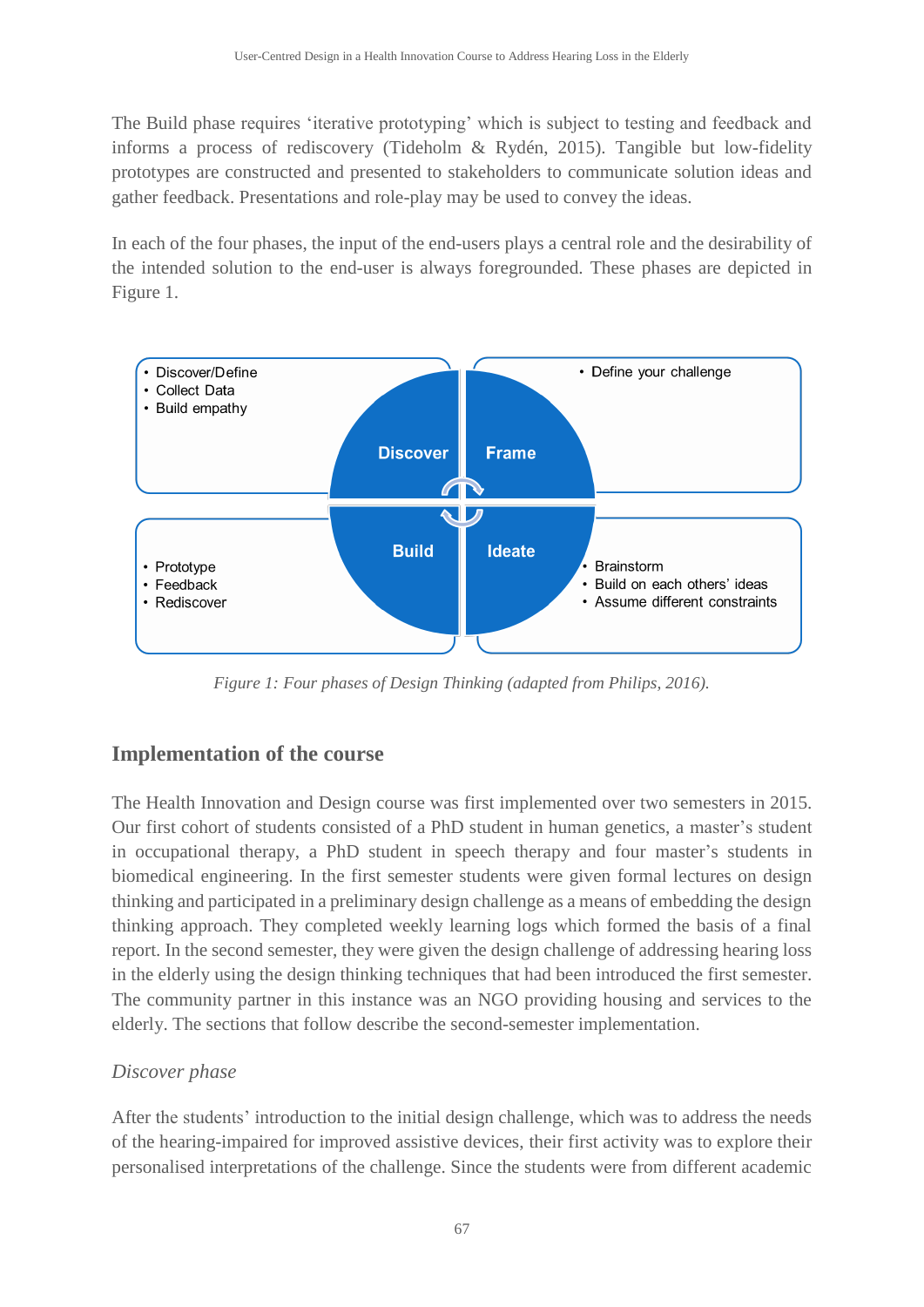The Build phase requires 'iterative prototyping' which is subject to testing and feedback and informs a process of rediscovery (Tideholm & Rydén, 2015). Tangible but low-fidelity prototypes are constructed and presented to stakeholders to communicate solution ideas and gather feedback. Presentations and role-play may be used to convey the ideas.

In each of the four phases, the input of the end-users plays a central role and the desirability of the intended solution to the end-user is always foregrounded. These phases are depicted in Figure 1.

- Discover/Define
- Collect Data
- Build empathy

Discover

Frame

- Define your challenge

Build

Ideate

- Prototype
- Feedback
- Rediscover

- Brainstorm
- Build on each others' ideas
- Assume different constraints

*Figure 1: Four phases of Design Thinking (adapted from Philips, 2016).*

## Implementation of the course

The Health Innovation and Design course was first implemented over two semesters in 2015. Our first cohort of students consisted of a PhD student in human genetics, a master's student in occupational therapy, a PhD student in speech therapy and four master's students in biomedical engineering. In the first semester students were given formal lectures on design thinking and participated in a preliminary design challenge as a means of embedding the design thinking approach. They completed weekly learning logs which formed the basis of a final report. In the second semester, they were given the design challenge of addressing hearing loss in the elderly using the design thinking techniques that had been introduced the first semester. The community partner in this instance was an NGO providing housing and services to the elderly. The sections that follow describe the second-semester implementation.

### *Discover phase*

After the students' introduction to the initial design challenge, which was to address the needs of the hearing-impaired for improved assistive devices, their first activity was to explore their personalised interpretations of the challenge. Since the students were from different academic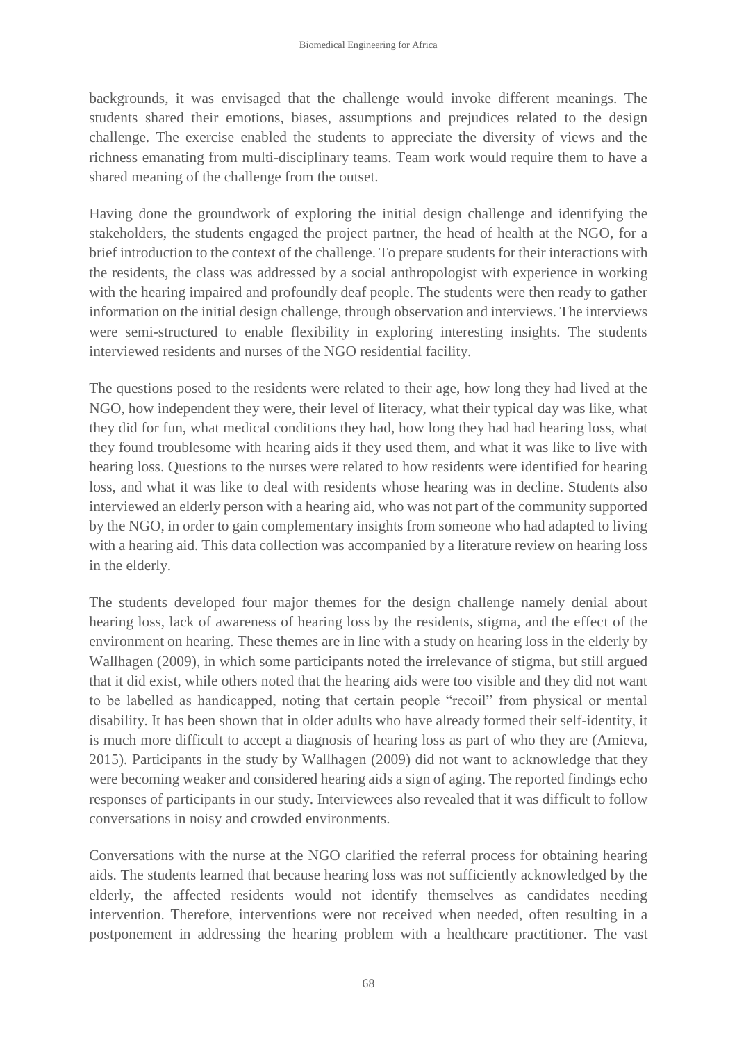backgrounds, it was envisaged that the challenge would invoke different meanings. The students shared their emotions, biases, assumptions and prejudices related to the design challenge. The exercise enabled the students to appreciate the diversity of views and the richness emanating from multi-disciplinary teams. Team work would require them to have a shared meaning of the challenge from the outset.

Having done the groundwork of exploring the initial design challenge and identifying the stakeholders, the students engaged the project partner, the head of health at the NGO, for a brief introduction to the context of the challenge. To prepare students for their interactions with the residents, the class was addressed by a social anthropologist with experience in working with the hearing impaired and profoundly deaf people. The students were then ready to gather information on the initial design challenge, through observation and interviews. The interviews were semi-structured to enable flexibility in exploring interesting insights. The students interviewed residents and nurses of the NGO residential facility.

The questions posed to the residents were related to their age, how long they had lived at the NGO, how independent they were, their level of literacy, what their typical day was like, what they did for fun, what medical conditions they had, how long they had had hearing loss, what they found troublesome with hearing aids if they used them, and what it was like to live with hearing loss. Questions to the nurses were related to how residents were identified for hearing loss, and what it was like to deal with residents whose hearing was in decline. Students also interviewed an elderly person with a hearing aid, who was not part of the community supported by the NGO, in order to gain complementary insights from someone who had adapted to living with a hearing aid. This data collection was accompanied by a literature review on hearing loss in the elderly.

The students developed four major themes for the design challenge namely denial about hearing loss, lack of awareness of hearing loss by the residents, stigma, and the effect of the environment on hearing. These themes are in line with a study on hearing loss in the elderly by Wallhagen (2009), in which some participants noted the irrelevance of stigma, but still argued that it did exist, while others noted that the hearing aids were too visible and they did not want to be labelled as handicapped, noting that certain people "recoil" from physical or mental disability. It has been shown that in older adults who have already formed their self-identity, it is much more difficult to accept a diagnosis of hearing loss as part of who they are (Amieva, 2015). Participants in the study by Wallhagen (2009) did not want to acknowledge that they were becoming weaker and considered hearing aids a sign of aging. The reported findings echo responses of participants in our study. Interviewees also revealed that it was difficult to follow conversations in noisy and crowded environments.

Conversations with the nurse at the NGO clarified the referral process for obtaining hearing aids. The students learned that because hearing loss was not sufficiently acknowledged by the elderly, the affected residents would not identify themselves as candidates needing intervention. Therefore, interventions were not received when needed, often resulting in a postponement in addressing the hearing problem with a healthcare practitioner. The vast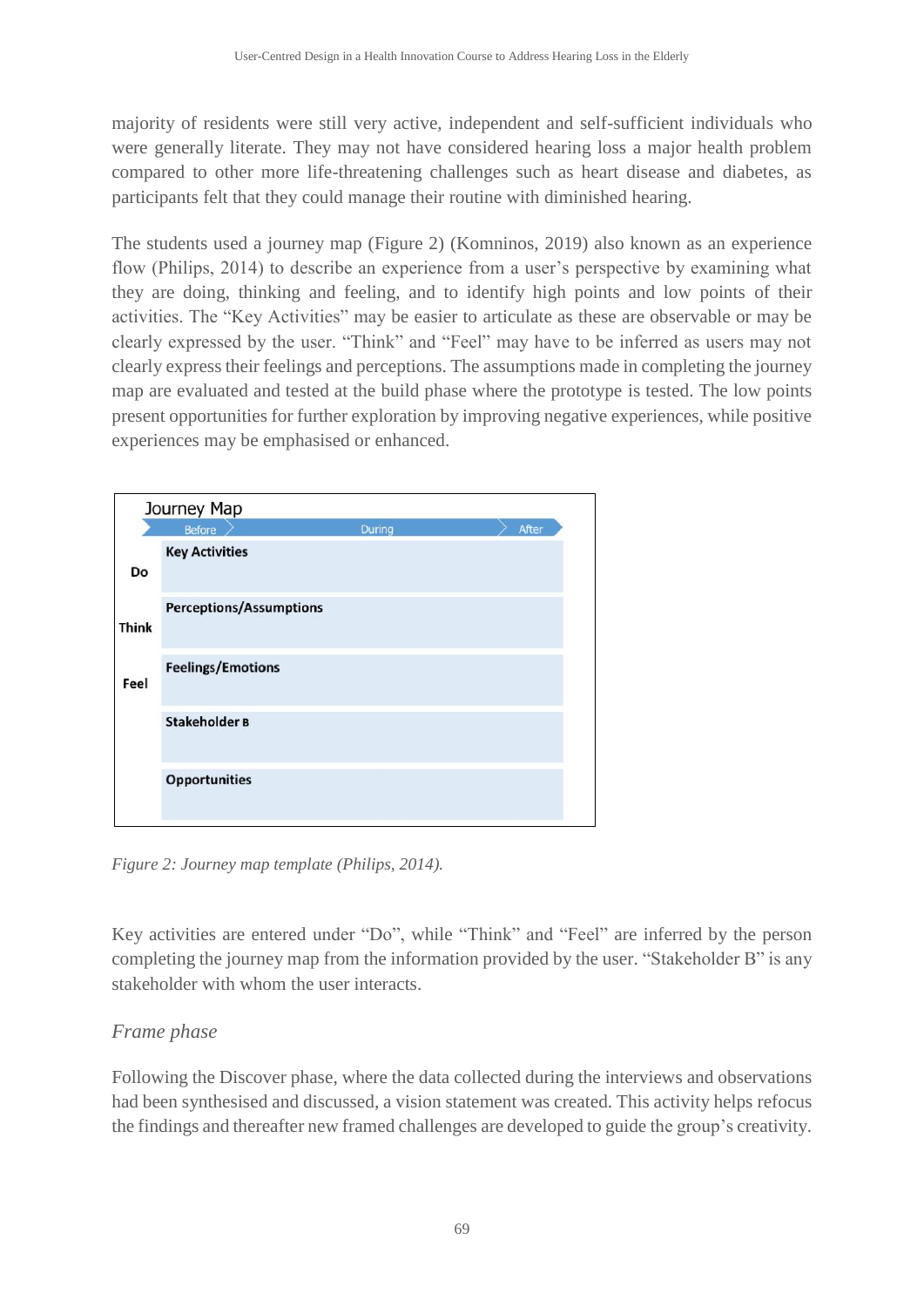majority of residents were still very active, independent and self-sufficient individuals who were generally literate. They may not have considered hearing loss a major health problem compared to other more life-threatening challenges such as heart disease and diabetes, as participants felt that they could manage their routine with diminished hearing.

The students used a journey map (Figure 2) (Komninos, 2019) also known as an experience flow (Philips, 2014) to describe an experience from a user's perspective by examining what they are doing, thinking and feeling, and to identify high points and low points of their activities. The "Key Activities" may be easier to articulate as these are observable or may be clearly expressed by the user. "Think" and "Feel" may have to be inferred as users may not clearly express their feelings and perceptions. The assumptions made in completing the journey map are evaluated and tested at the build phase where the prototype is tested. The low points present opportunities for further exploration by improving negative experiences, while positive experiences may be emphasised or enhanced.

**Journey Map**

| | Before | During | After |
|---|---|---|---|
| **Do** | **Key Activities** | | |
| **Think** | **Perceptions/Assumptions** | | |
| **Feel** | **Feelings/Emotions** | | |
| | **Stakeholder B** | | |
| | **Opportunities** | | |

*Figure 2: Journey map template (Philips, 2014).*

Key activities are entered under "Do", while "Think" and "Feel" are inferred by the person completing the journey map from the information provided by the user. "Stakeholder B" is any stakeholder with whom the user interacts.

### *Frame phase*

Following the Discover phase, where the data collected during the interviews and observations had been synthesised and discussed, a vision statement was created. This activity helps refocus the findings and thereafter new framed challenges are developed to guide the group's creativity.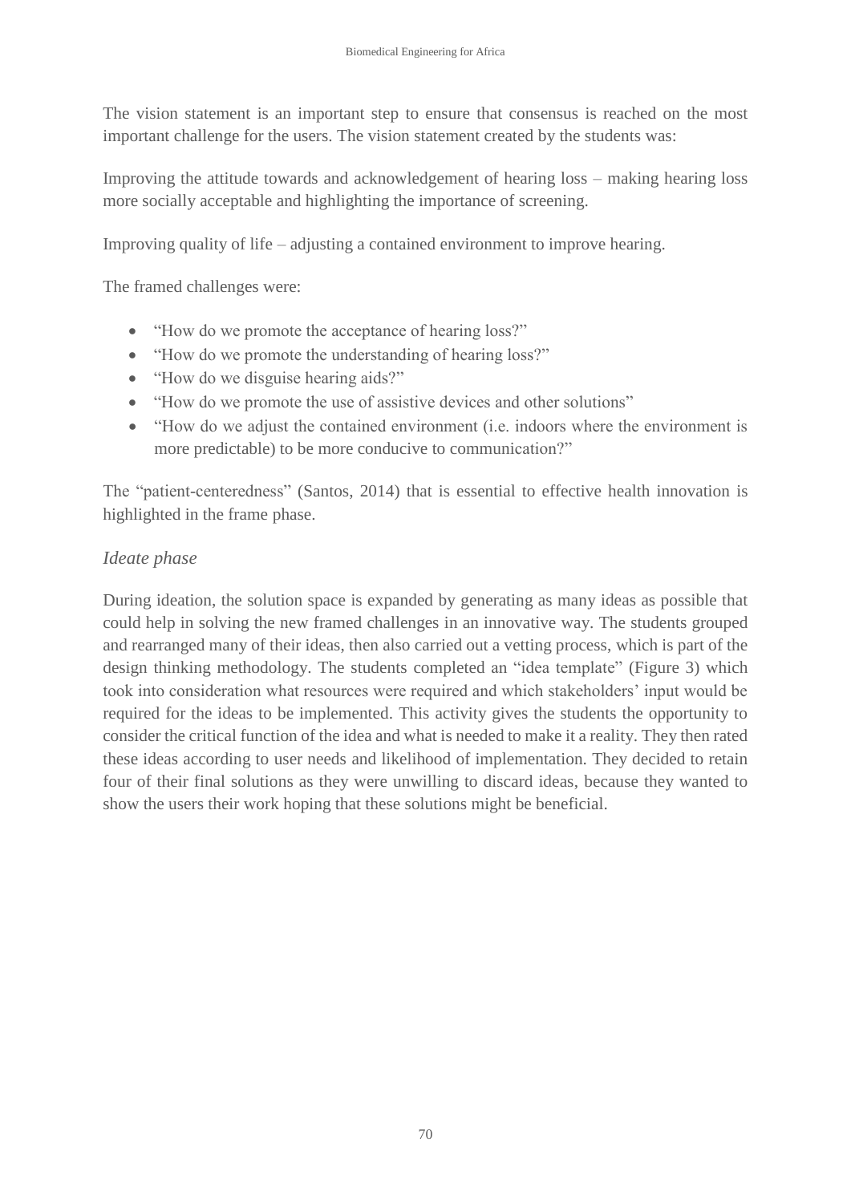The vision statement is an important step to ensure that consensus is reached on the most important challenge for the users. The vision statement created by the students was:

Improving the attitude towards and acknowledgement of hearing loss – making hearing loss more socially acceptable and highlighting the importance of screening.

Improving quality of life – adjusting a contained environment to improve hearing.

The framed challenges were:

- “How do we promote the acceptance of hearing loss?”
- “How do we promote the understanding of hearing loss?”
- “How do we disguise hearing aids?”
- “How do we promote the use of assistive devices and other solutions”
- “How do we adjust the contained environment (i.e. indoors where the environment is more predictable) to be more conducive to communication?”

The “patient-centeredness” (Santos, 2014) that is essential to effective health innovation is highlighted in the frame phase.

### *Ideate phase*

During ideation, the solution space is expanded by generating as many ideas as possible that could help in solving the new framed challenges in an innovative way. The students grouped and rearranged many of their ideas, then also carried out a vetting process, which is part of the design thinking methodology. The students completed an “idea template” (Figure 3) which took into consideration what resources were required and which stakeholders’ input would be required for the ideas to be implemented. This activity gives the students the opportunity to consider the critical function of the idea and what is needed to make it a reality. They then rated these ideas according to user needs and likelihood of implementation. They decided to retain four of their final solutions as they were unwilling to discard ideas, because they wanted to show the users their work hoping that these solutions might be beneficial.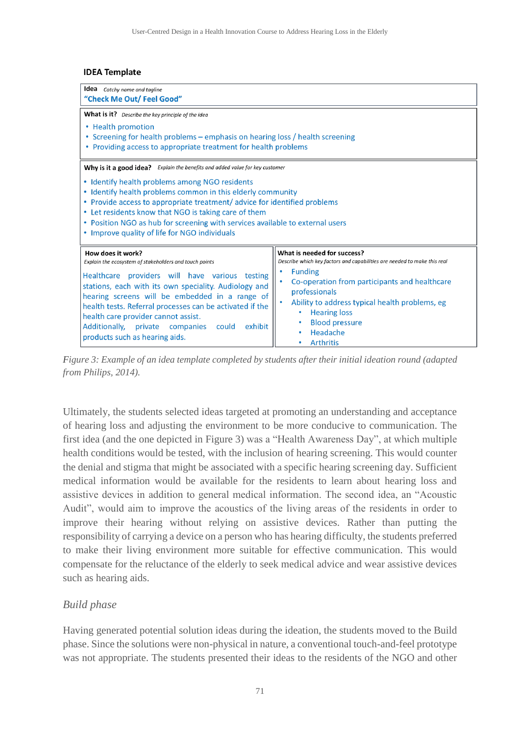**IDEA Template**

**Idea** *Catchy name and tagline*

**"Check Me Out/ Feel Good"**

**What is it?** *Describe the key principle of the idea*

- Health promotion
- Screening for health problems – emphasis on hearing loss / health screening
- Providing access to appropriate treatment for health problems

**Why is it a good idea?** *Explain the benefits and added value for key customer*

- Identify health problems among NGO residents
- Identify health problems common in this elderly community
- Provide access to appropriate treatment/ advice for identified problems
- Let residents know that NGO is taking care of them
- Position NGO as hub for screening with services available to external users
- Improve quality of life for NGO individuals

**How does it work?**
*Explain the ecosystem of stakeholders and touch points*

Healthcare providers will have various testing stations, each with its own speciality. Audiology and hearing screens will be embedded in a range of health tests. Referral processes can be activated if the health care provider cannot assist.
Additionally, private companies could exhibit products such as hearing aids.

**What is needed for success?**
*Describe which key factors and capabilities are needed to make this real*

- Funding
- Co-operation from participants and healthcare professionals
- Ability to address typical health problems, eg
  - Hearing loss
  - Blood pressure
  - Headache
  - Arthritis

*Figure 3: Example of an idea template completed by students after their initial ideation round (adapted from Philips, 2014).*

Ultimately, the students selected ideas targeted at promoting an understanding and acceptance of hearing loss and adjusting the environment to be more conducive to communication. The first idea (and the one depicted in Figure 3) was a "Health Awareness Day", at which multiple health conditions would be tested, with the inclusion of hearing screening. This would counter the denial and stigma that might be associated with a specific hearing screening day. Sufficient medical information would be available for the residents to learn about hearing loss and assistive devices in addition to general medical information. The second idea, an "Acoustic Audit", would aim to improve the acoustics of the living areas of the residents in order to improve their hearing without relying on assistive devices. Rather than putting the responsibility of carrying a device on a person who has hearing difficulty, the students preferred to make their living environment more suitable for effective communication. This would compensate for the reluctance of the elderly to seek medical advice and wear assistive devices such as hearing aids.

### *Build phase*

Having generated potential solution ideas during the ideation, the students moved to the Build phase. Since the solutions were non-physical in nature, a conventional touch-and-feel prototype was not appropriate. The students presented their ideas to the residents of the NGO and other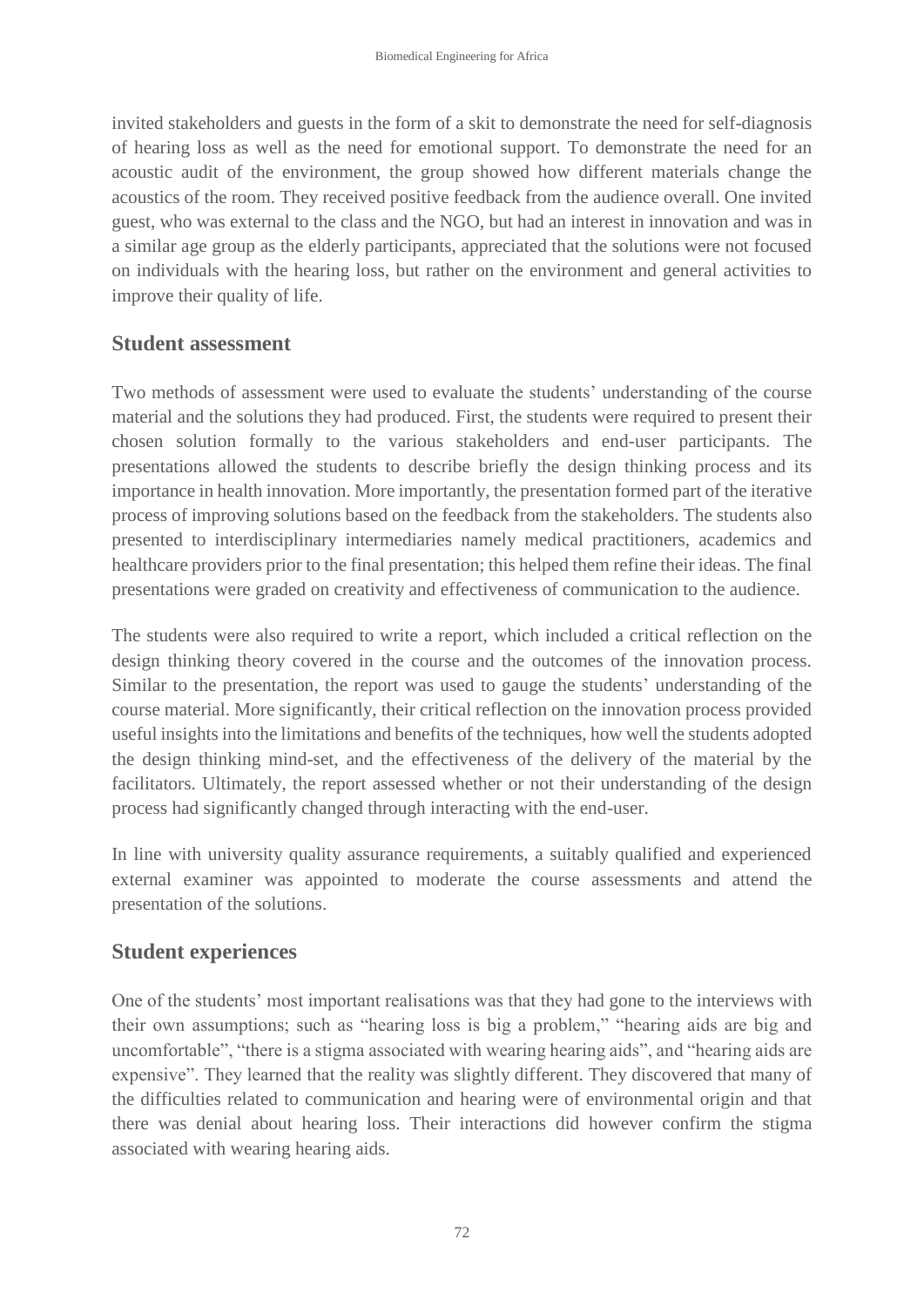invited stakeholders and guests in the form of a skit to demonstrate the need for self-diagnosis of hearing loss as well as the need for emotional support. To demonstrate the need for an acoustic audit of the environment, the group showed how different materials change the acoustics of the room. They received positive feedback from the audience overall. One invited guest, who was external to the class and the NGO, but had an interest in innovation and was in a similar age group as the elderly participants, appreciated that the solutions were not focused on individuals with the hearing loss, but rather on the environment and general activities to improve their quality of life.

## Student assessment

Two methods of assessment were used to evaluate the students' understanding of the course material and the solutions they had produced. First, the students were required to present their chosen solution formally to the various stakeholders and end-user participants. The presentations allowed the students to describe briefly the design thinking process and its importance in health innovation. More importantly, the presentation formed part of the iterative process of improving solutions based on the feedback from the stakeholders. The students also presented to interdisciplinary intermediaries namely medical practitioners, academics and healthcare providers prior to the final presentation; this helped them refine their ideas. The final presentations were graded on creativity and effectiveness of communication to the audience.

The students were also required to write a report, which included a critical reflection on the design thinking theory covered in the course and the outcomes of the innovation process. Similar to the presentation, the report was used to gauge the students' understanding of the course material. More significantly, their critical reflection on the innovation process provided useful insights into the limitations and benefits of the techniques, how well the students adopted the design thinking mind-set, and the effectiveness of the delivery of the material by the facilitators. Ultimately, the report assessed whether or not their understanding of the design process had significantly changed through interacting with the end-user.

In line with university quality assurance requirements, a suitably qualified and experienced external examiner was appointed to moderate the course assessments and attend the presentation of the solutions.

## Student experiences

One of the students' most important realisations was that they had gone to the interviews with their own assumptions; such as "hearing loss is big a problem," "hearing aids are big and uncomfortable", "there is a stigma associated with wearing hearing aids", and "hearing aids are expensive". They learned that the reality was slightly different. They discovered that many of the difficulties related to communication and hearing were of environmental origin and that there was denial about hearing loss. Their interactions did however confirm the stigma associated with wearing hearing aids.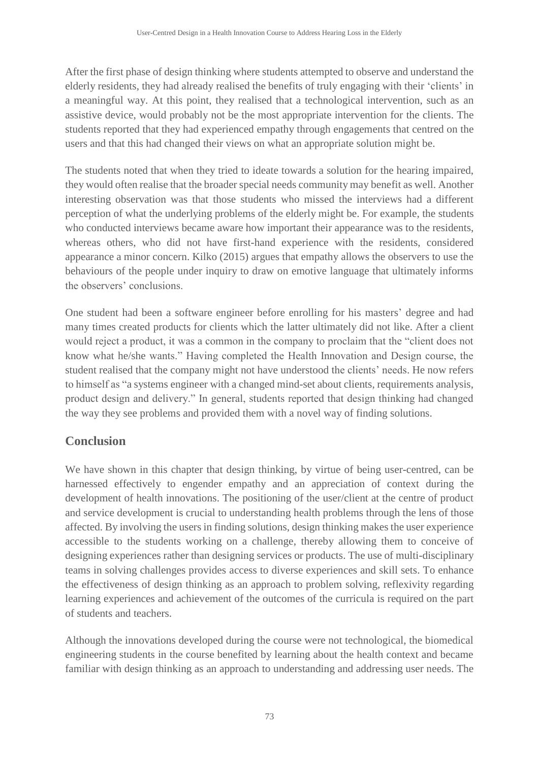After the first phase of design thinking where students attempted to observe and understand the elderly residents, they had already realised the benefits of truly engaging with their 'clients' in a meaningful way. At this point, they realised that a technological intervention, such as an assistive device, would probably not be the most appropriate intervention for the clients. The students reported that they had experienced empathy through engagements that centred on the users and that this had changed their views on what an appropriate solution might be.

The students noted that when they tried to ideate towards a solution for the hearing impaired, they would often realise that the broader special needs community may benefit as well. Another interesting observation was that those students who missed the interviews had a different perception of what the underlying problems of the elderly might be. For example, the students who conducted interviews became aware how important their appearance was to the residents, whereas others, who did not have first-hand experience with the residents, considered appearance a minor concern. Kilko (2015) argues that empathy allows the observers to use the behaviours of the people under inquiry to draw on emotive language that ultimately informs the observers' conclusions.

One student had been a software engineer before enrolling for his masters' degree and had many times created products for clients which the latter ultimately did not like. After a client would reject a product, it was a common in the company to proclaim that the "client does not know what he/she wants." Having completed the Health Innovation and Design course, the student realised that the company might not have understood the clients' needs. He now refers to himself as "a systems engineer with a changed mind-set about clients, requirements analysis, product design and delivery." In general, students reported that design thinking had changed the way they see problems and provided them with a novel way of finding solutions.

## Conclusion

We have shown in this chapter that design thinking, by virtue of being user-centred, can be harnessed effectively to engender empathy and an appreciation of context during the development of health innovations. The positioning of the user/client at the centre of product and service development is crucial to understanding health problems through the lens of those affected. By involving the users in finding solutions, design thinking makes the user experience accessible to the students working on a challenge, thereby allowing them to conceive of designing experiences rather than designing services or products. The use of multi-disciplinary teams in solving challenges provides access to diverse experiences and skill sets. To enhance the effectiveness of design thinking as an approach to problem solving, reflexivity regarding learning experiences and achievement of the outcomes of the curricula is required on the part of students and teachers.

Although the innovations developed during the course were not technological, the biomedical engineering students in the course benefited by learning about the health context and became familiar with design thinking as an approach to understanding and addressing user needs. The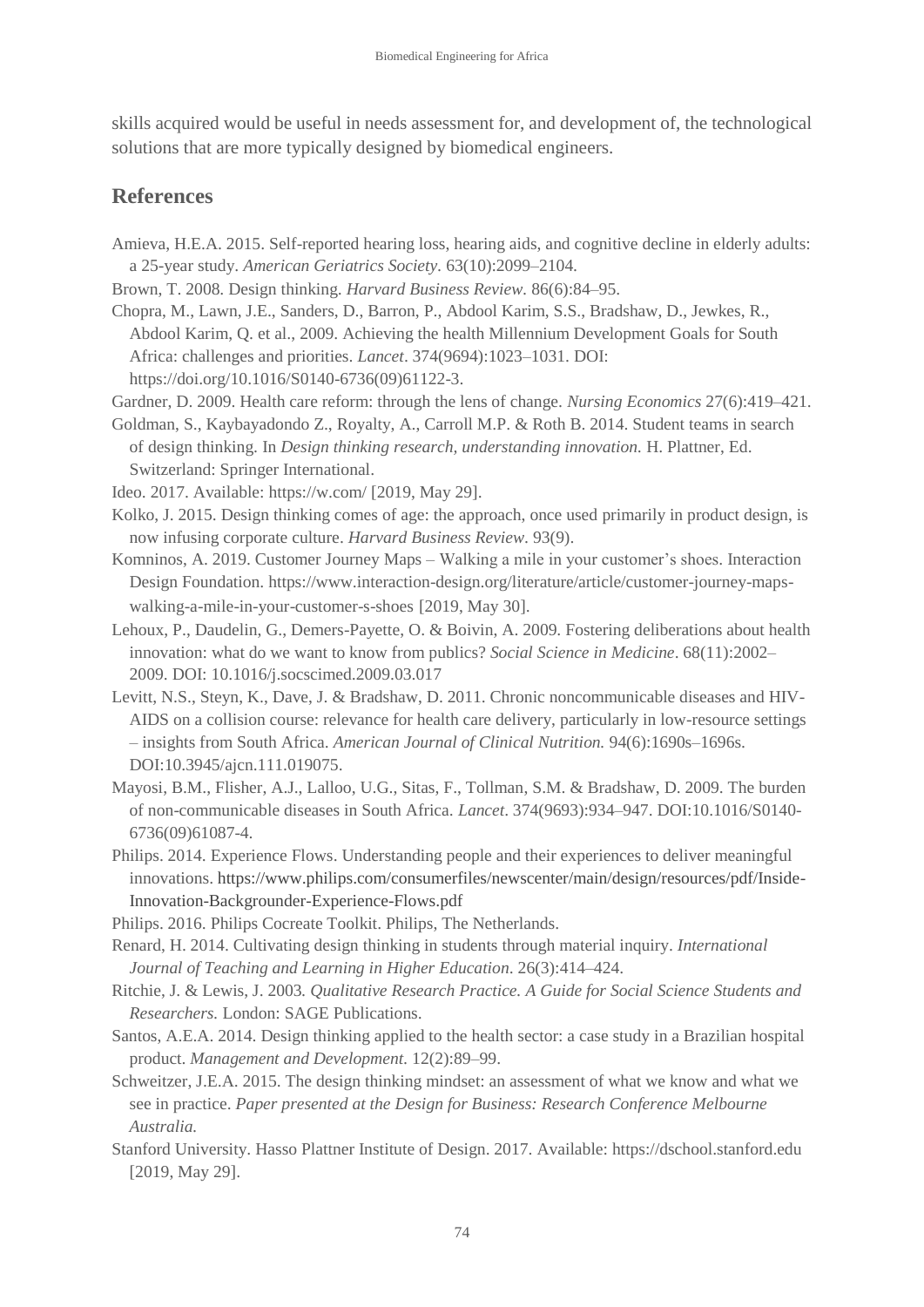skills acquired would be useful in needs assessment for, and development of, the technological solutions that are more typically designed by biomedical engineers.

## References

Amieva, H.E.A. 2015. Self-reported hearing loss, hearing aids, and cognitive decline in elderly adults: a 25-year study. *American Geriatrics Society*. 63(10):2099–2104.

Brown, T. 2008. Design thinking. *Harvard Business Review*. 86(6):84–95.

Chopra, M., Lawn, J.E., Sanders, D., Barron, P., Abdool Karim, S.S., Bradshaw, D., Jewkes, R., Abdool Karim, Q. et al., 2009. Achieving the health Millennium Development Goals for South Africa: challenges and priorities. *Lancet*. 374(9694):1023–1031. DOI: https://doi.org/10.1016/S0140-6736(09)61122-3.

Gardner, D. 2009. Health care reform: through the lens of change. *Nursing Economics* 27(6):419–421.

Goldman, S., Kaybayadondo Z., Royalty, A., Carroll M.P. & Roth B. 2014. Student teams in search of design thinking. In *Design thinking research, understanding innovation.* H. Plattner, Ed. Switzerland: Springer International.

Ideo. 2017. Available: https://w.com/ [2019, May 29].

Kolko, J. 2015. Design thinking comes of age: the approach, once used primarily in product design, is now infusing corporate culture. *Harvard Business Review*. 93(9).

Komninos, A. 2019. Customer Journey Maps – Walking a mile in your customer's shoes. Interaction Design Foundation. https://www.interaction-design.org/literature/article/customer-journey-maps-walking-a-mile-in-your-customer-s-shoes [2019, May 30].

Lehoux, P., Daudelin, G., Demers-Payette, O. & Boivin, A. 2009. Fostering deliberations about health innovation: what do we want to know from publics? *Social Science in Medicine*. 68(11):2002–2009. DOI: 10.1016/j.socscimed.2009.03.017

Levitt, N.S., Steyn, K., Dave, J. & Bradshaw, D. 2011. Chronic noncommunicable diseases and HIV-AIDS on a collision course: relevance for health care delivery, particularly in low-resource settings – insights from South Africa. *American Journal of Clinical Nutrition.* 94(6):1690s–1696s. DOI:10.3945/ajcn.111.019075.

Mayosi, B.M., Flisher, A.J., Lalloo, U.G., Sitas, F., Tollman, S.M. & Bradshaw, D. 2009. The burden of non-communicable diseases in South Africa. *Lancet*. 374(9693):934–947. DOI:10.1016/S0140-6736(09)61087-4.

Philips. 2014. Experience Flows. Understanding people and their experiences to deliver meaningful innovations. https://www.philips.com/consumerfiles/newscenter/main/design/resources/pdf/Inside-Innovation-Backgrounder-Experience-Flows.pdf

Philips. 2016. Philips Cocreate Toolkit. Philips, The Netherlands.

Renard, H. 2014. Cultivating design thinking in students through material inquiry. *International Journal of Teaching and Learning in Higher Education*. 26(3):414–424.

Ritchie, J. & Lewis, J. 2003*. Qualitative Research Practice. A Guide for Social Science Students and Researchers.* London: SAGE Publications.

Santos, A.E.A. 2014. Design thinking applied to the health sector: a case study in a Brazilian hospital product. *Management and Development*. 12(2):89–99.

Schweitzer, J.E.A. 2015. The design thinking mindset: an assessment of what we know and what we see in practice. *Paper presented at the Design for Business: Research Conference Melbourne Australia.*

Stanford University. Hasso Plattner Institute of Design. 2017. Available: https://dschool.stanford.edu [2019, May 29].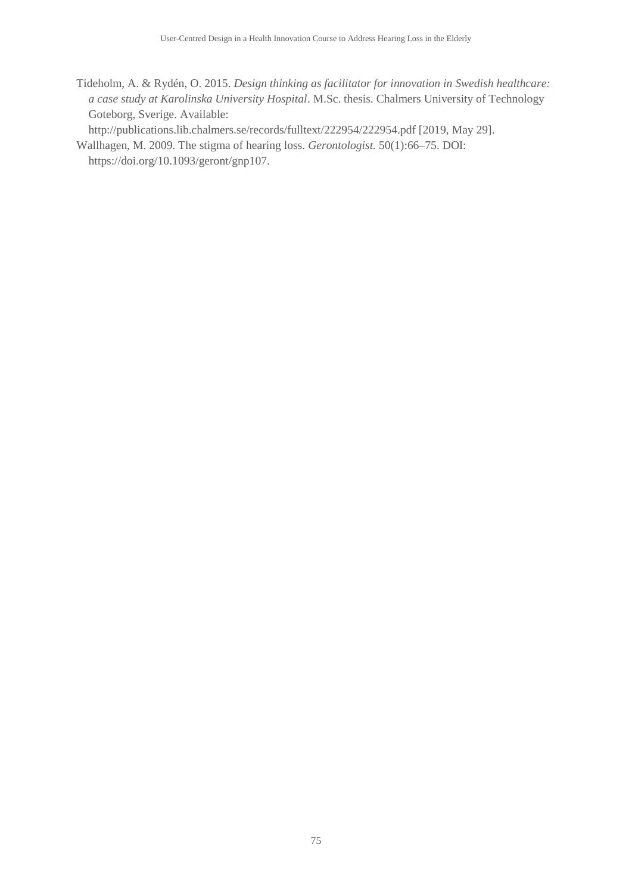Tideholm, A. & Rydén, O. 2015. *Design thinking as facilitator for innovation in Swedish healthcare: a case study at Karolinska University Hospital*. M.Sc. thesis. Chalmers University of Technology Goteborg, Sverige. Available: http://publications.lib.chalmers.se/records/fulltext/222954/222954.pdf [2019, May 29].

Wallhagen, M. 2009. The stigma of hearing loss. *Gerontologist.* 50(1):66–75. DOI: https://doi.org/10.1093/geront/gnp107.